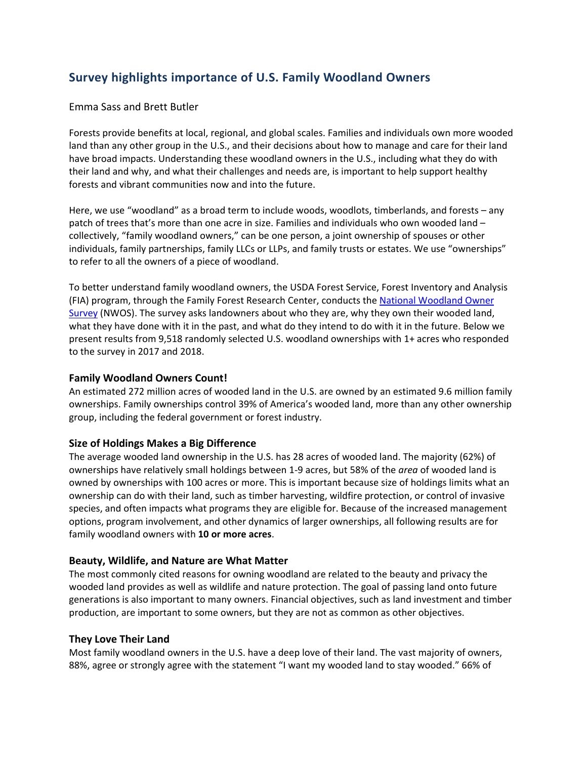## Survey highlights importance of U.S. Family Woodland Owners

Emma Sass and Brett Butler

Forests provide benefits at local, regional, and global scales. Families and individuals own more wooded land than any other group in the U.S., and their decisions about how to manage and care for their land have broad impacts. Understanding these woodland owners in the U.S., including what they do with their land and why, and what their challenges and needs are, is important to help support healthy forests and vibrant communities now and into the future.

Here, we use "woodland" as a broad term to include woods, woodlots, timberlands, and forests – any patch of trees that's more than one acre in size. Families and individuals who own wooded land – collectively, "family woodland owners," can be one person, a joint ownership of spouses or other individuals, family partnerships, family LLCs or LLPs, and family trusts or estates. We use "ownerships" to refer to all the owners of a piece of woodland.

To better understand family woodland owners, the USDA Forest Service, Forest Inventory and Analysis (FIA) program, through the Family Forest Research Center, conducts the National Woodland Owner Survey (NWOS). The survey asks landowners about who they are, why they own their wooded land, what they have done with it in the past, and what do they intend to do with it in the future. Below we present results from 9,518 randomly selected U.S. woodland ownerships with 1+ acres who responded to the survey in 2017 and 2018.

### Family Woodland Owners Count!

An estimated 272 million acres of wooded land in the U.S. are owned by an estimated 9.6 million family ownerships. Family ownerships control 39% of America's wooded land, more than any other ownership group, including the federal government or forest industry.

### Size of Holdings Makes a Big Difference

The average wooded land ownership in the U.S. has 28 acres of wooded land. The majority (62%) of ownerships have relatively small holdings between 1-9 acres, but 58% of the *area* of wooded land is owned by ownerships with 100 acres or more. This is important because size of holdings limits what an ownership can do with their land, such as timber harvesting, wildfire protection, or control of invasive species, and often impacts what programs they are eligible for. Because of the increased management options, program involvement, and other dynamics of larger ownerships, all following results are for family woodland owners with **10 or more acres**.

### Beauty, Wildlife, and Nature are What Matter

The most commonly cited reasons for owning woodland are related to the beauty and privacy the wooded land provides as well as wildlife and nature protection. The goal of passing land onto future generations is also important to many owners. Financial objectives, such as land investment and timber production, are important to some owners, but they are not as common as other objectives.

### They Love Their Land

Most family woodland owners in the U.S. have a deep love of their land. The vast majority of owners, 88%, agree or strongly agree with the statement "I want my wooded land to stay wooded." 66% of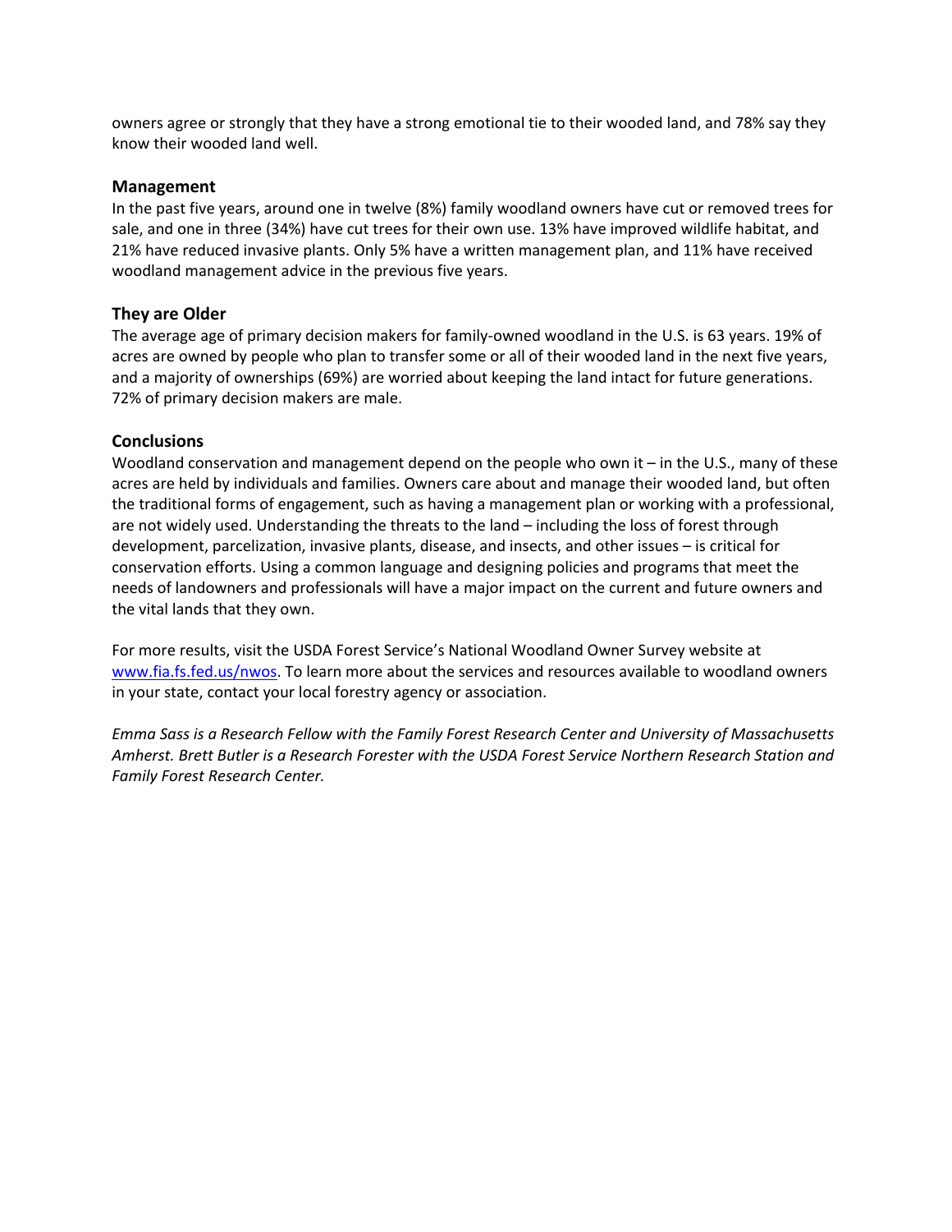owners agree or strongly that they have a strong emotional tie to their wooded land, and 78% say they know their wooded land well.

### Management

In the past five years, around one in twelve (8%) family woodland owners have cut or removed trees for sale, and one in three (34%) have cut trees for their own use. 13% have improved wildlife habitat, and 21% have reduced invasive plants. Only 5% have a written management plan, and 11% have received woodland management advice in the previous five years.

### They are Older

The average age of primary decision makers for family-owned woodland in the U.S. is 63 years. 19% of acres are owned by people who plan to transfer some or all of their wooded land in the next five years, and a majority of ownerships (69%) are worried about keeping the land intact for future generations. 72% of primary decision makers are male.

### Conclusions

Woodland conservation and management depend on the people who own it – in the U.S., many of these acres are held by individuals and families. Owners care about and manage their wooded land, but often the traditional forms of engagement, such as having a management plan or working with a professional, are not widely used. Understanding the threats to the land – including the loss of forest through development, parcelization, invasive plants, disease, and insects, and other issues – is critical for conservation efforts. Using a common language and designing policies and programs that meet the needs of landowners and professionals will have a major impact on the current and future owners and the vital lands that they own.

For more results, visit the USDA Forest Service's National Woodland Owner Survey website at [www.fia.fs.fed.us/nwos](www.fia.fs.fed.us/nwos). To learn more about the services and resources available to woodland owners in your state, contact your local forestry agency or association.

*Emma Sass is a Research Fellow with the Family Forest Research Center and University of Massachusetts Amherst. Brett Butler is a Research Forester with the USDA Forest Service Northern Research Station and Family Forest Research Center.*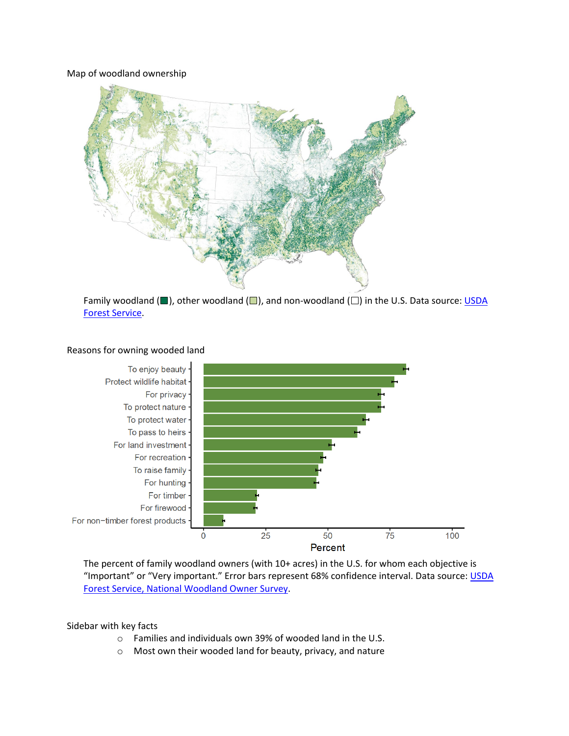Map of woodland ownership

Family woodland (■), other woodland (□), and non-woodland (□) in the U.S. Data source: [USDA Forest Service](#).

Reasons for owning wooded land

The percent of family woodland owners (with 10+ acres) in the U.S. for whom each objective is "Important" or "Very important." Error bars represent 68% confidence interval. Data source: [USDA Forest Service, National Woodland Owner Survey](#).

Sidebar with key facts

- Families and individuals own 39% of wooded land in the U.S.
- Most own their wooded land for beauty, privacy, and nature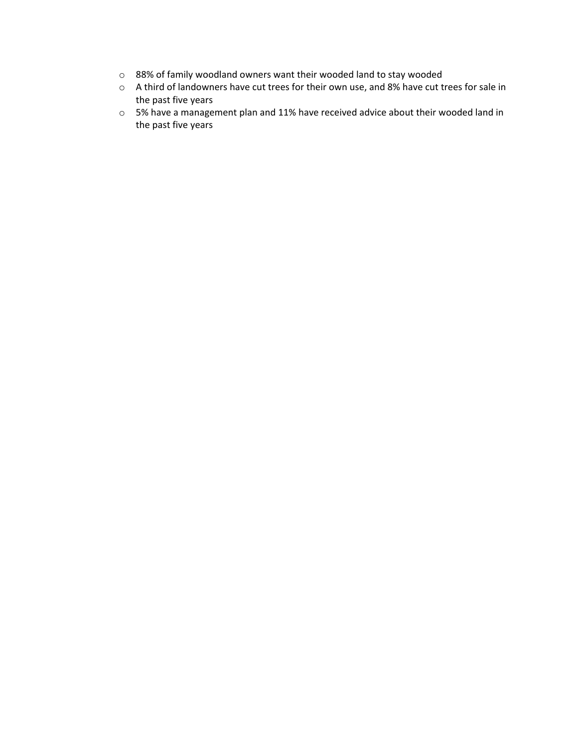- 88% of family woodland owners want their wooded land to stay wooded
- A third of landowners have cut trees for their own use, and 8% have cut trees for sale in the past five years
- 5% have a management plan and 11% have received advice about their wooded land in the past five years